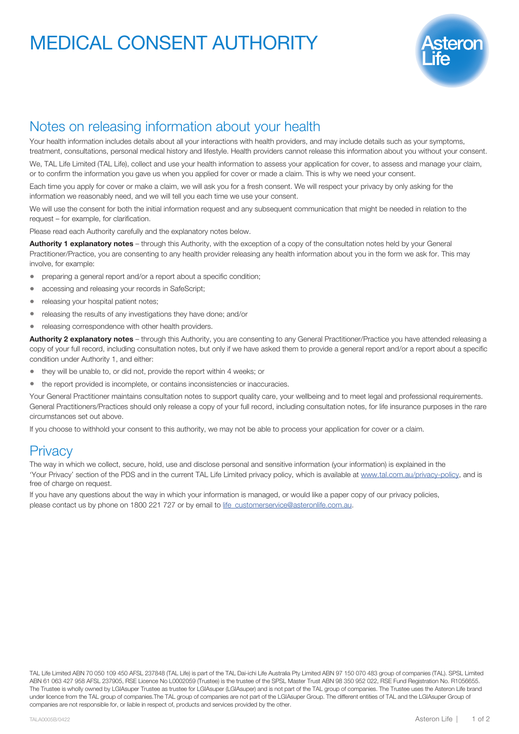# MEDICAL CONSENT AUTHORITY

## Notes on releasing information about your health

Your health information includes details about all your interactions with health providers, and may include details such as your symptoms, treatment, consultations, personal medical history and lifestyle. Health providers cannot release this information about you without your consent.

We, TAL Life Limited (TAL Life), collect and use your health information to assess your application for cover, to assess and manage your claim, or to confirm the information you gave us when you applied for cover or made a claim. This is why we need your consent.

Each time you apply for cover or make a claim, we will ask you for a fresh consent. We will respect your privacy by only asking for the information we reasonably need, and we will tell you each time we use your consent.

We will use the consent for both the initial information request and any subsequent communication that might be needed in relation to the request – for example, for clarification.

Please read each Authority carefully and the explanatory notes below.

**Authority 1 explanatory notes** – through this Authority, with the exception of a copy of the consultation notes held by your General Practitioner/Practice, you are consenting to any health provider releasing any health information about you in the form we ask for. This may involve, for example:

- preparing a general report and/or a report about a specific condition;
- accessing and releasing your records in SafeScript;
- releasing your hospital patient notes;
- releasing the results of any investigations they have done; and/or
- releasing correspondence with other health providers.

**Authority 2 explanatory notes** – through this Authority, you are consenting to any General Practitioner/Practice you have attended releasing a copy of your full record, including consultation notes, but only if we have asked them to provide a general report and/or a report about a specific condition under Authority 1, and either:

- they will be unable to, or did not, provide the report within 4 weeks; or
- the report provided is incomplete, or contains inconsistencies or inaccuracies.

Your General Practitioner maintains consultation notes to support quality care, your wellbeing and to meet legal and professional requirements. General Practitioners/Practices should only release a copy of your full record, including consultation notes, for life insurance purposes in the rare circumstances set out above.

If you choose to withhold your consent to this authority, we may not be able to process your application for cover or a claim.

## Privacy

The way in which we collect, secure, hold, use and disclose personal and sensitive information (your information) is explained in the 'Your Privacy' section of the PDS and in the current TAL Life Limited privacy policy, which is available at www.tal.com.au/privacy-policy, and is free of charge on request.

If you have any questions about the way in which your information is managed, or would like a paper copy of our privacy policies, please contact us by phone on 1800 221 727 or by email to life_customerservice@asteronlife.com.au.

TAL Life Limited ABN 70 050 109 450 AFSL 237848 (TAL Life) is part of the TAL Dai-ichi Life Australia Pty Limited ABN 97 150 070 483 group of companies (TAL). SPSL Limited ABN 61 063 427 958 AFSL 237905, RSE Licence No L0002059 (Trustee) is the trustee of the SPSL Master Trust ABN 98 350 952 022, RSE Fund Registration No. R1056655. The Trustee is wholly owned by LGIAsuper Trustee as trustee for LGIAsuper (LGIAsuper) and is not part of the TAL group of companies. The Trustee uses the Asteron Life brand under licence from the TAL group of companies.The TAL group of companies are not part of the LGIAsuper Group. The different entities of TAL and the LGIAsuper Group of companies are not responsible for, or liable in respect of, products and services provided by the other.

TALA0005B/0422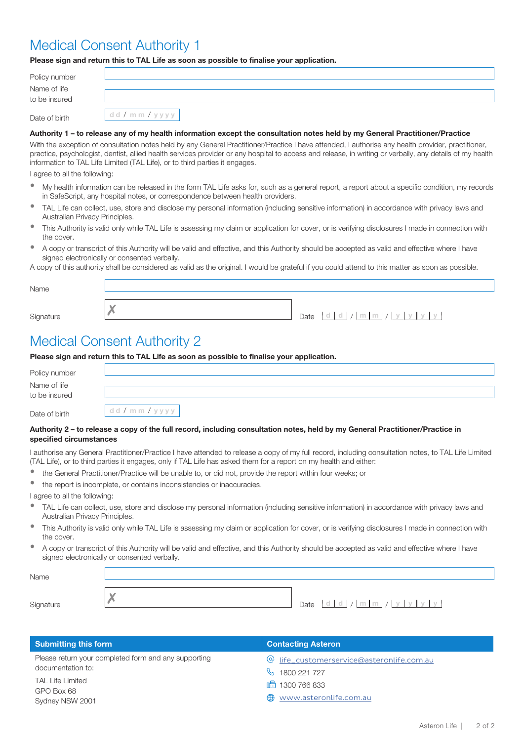# Medical Consent Authority 1

**Please sign and return this to TAL Life as soon as possible to finalise your application.**

Policy number

Name of life to be insured

Date of birth dd / mm / yyyy

**Authority 1 – to release any of my health information except the consultation notes held by my General Practitioner/Practice**

With the exception of consultation notes held by any General Practitioner/Practice I have attended, I authorise any health provider, practitioner, practice, psychologist, dentist, allied health services provider or any hospital to access and release, in writing or verbally, any details of my health information to TAL Life Limited (TAL Life), or to third parties it engages.

I agree to all the following:

- My health information can be released in the form TAL Life asks for, such as a general report, a report about a specific condition, my records in SafeScript, any hospital notes, or correspondence between health providers.
- TAL Life can collect, use, store and disclose my personal information (including sensitive information) in accordance with privacy laws and Australian Privacy Principles.
- This Authority is valid only while TAL Life is assessing my claim or application for cover, or is verifying disclosures I made in connection with the cover.
- A copy or transcript of this Authority will be valid and effective, and this Authority should be accepted as valid and effective where I have signed electronically or consented verbally.

A copy of this authority shall be considered as valid as the original. I would be grateful if you could attend to this matter as soon as possible.

Name

Signature ✗

Date d d / m m / y y y y

# Medical Consent Authority 2

**Please sign and return this to TAL Life as soon as possible to finalise your application.**

Policy number

Name of life to be insured

Date of birth dd / mm / yyyy

**Authority 2 – to release a copy of the full record, including consultation notes, held by my General Practitioner/Practice in specified circumstances**

I authorise any General Practitioner/Practice I have attended to release a copy of my full record, including consultation notes, to TAL Life Limited (TAL Life), or to third parties it engages, only if TAL Life has asked them for a report on my health and either:

- the General Practitioner/Practice will be unable to, or did not, provide the report within four weeks; or
- the report is incomplete, or contains inconsistencies or inaccuracies.

I agree to all the following:

- TAL Life can collect, use, store and disclose my personal information (including sensitive information) in accordance with privacy laws and Australian Privacy Principles.
- This Authority is valid only while TAL Life is assessing my claim or application for cover, or is verifying disclosures I made in connection with the cover.
- A copy or transcript of this Authority will be valid and effective, and this Authority should be accepted as valid and effective where I have signed electronically or consented verbally.

Name

Signature ✗

Date d d / m m / y y y y

| Submitting this form | Contacting Asteron |
|---|---|
| Please return your completed form and any supporting documentation to:<br><br>TAL Life Limited<br>GPO Box 68<br>Sydney NSW 2001 | life_customerservice@asteronlife.com.au<br>1800 221 727<br>1300 766 833<br>www.asteronlife.com.au |